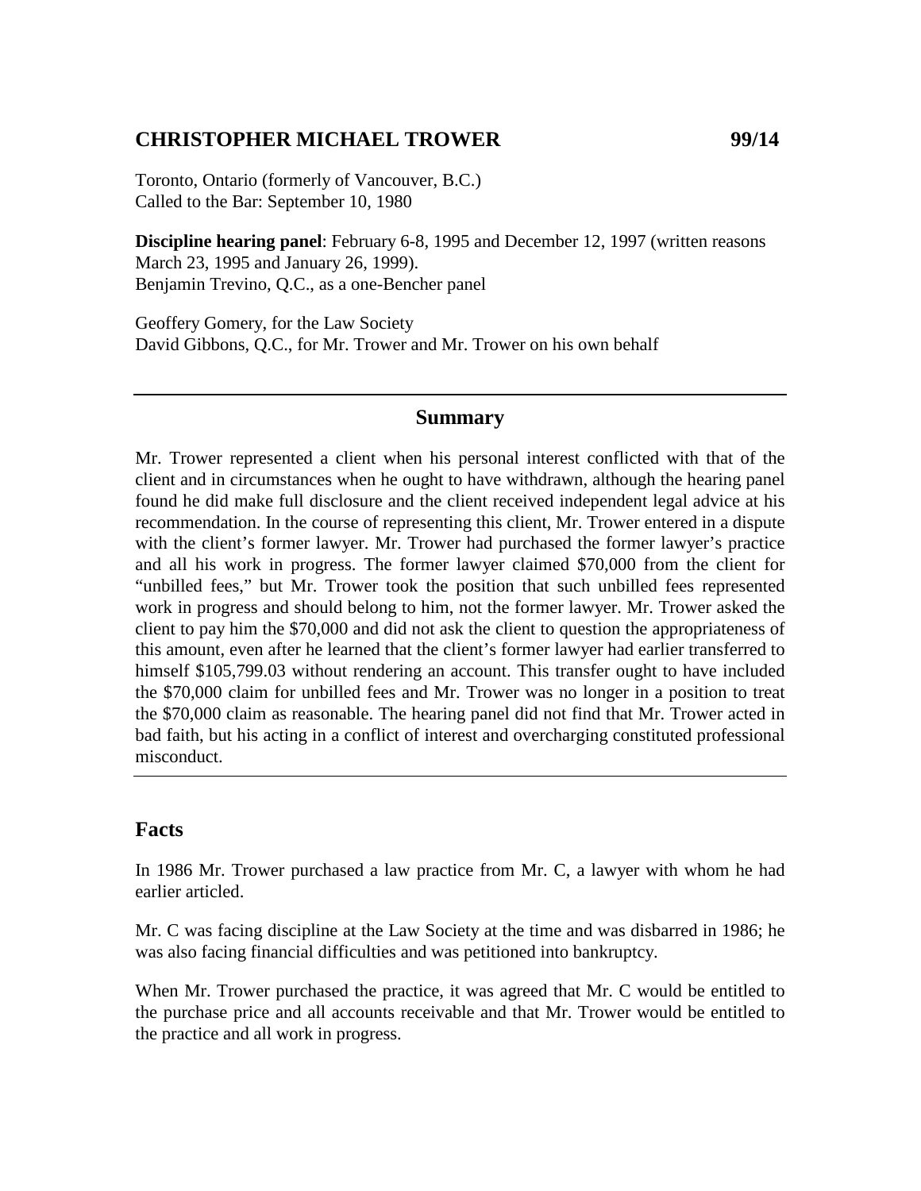## CHRISTOPHER MICHAEL TROWER 99/14

Toronto, Ontario (formerly of Vancouver, B.C.)
Called to the Bar: September 10, 1980

**Discipline hearing panel**: February 6-8, 1995 and December 12, 1997 (written reasons March 23, 1995 and January 26, 1999).
Benjamin Trevino, Q.C., as a one-Bencher panel

Geoffery Gomery, for the Law Society
David Gibbons, Q.C., for Mr. Trower and Mr. Trower on his own behalf

---

## Summary

Mr. Trower represented a client when his personal interest conflicted with that of the client and in circumstances when he ought to have withdrawn, although the hearing panel found he did make full disclosure and the client received independent legal advice at his recommendation. In the course of representing this client, Mr. Trower entered in a dispute with the client's former lawyer. Mr. Trower had purchased the former lawyer's practice and all his work in progress. The former lawyer claimed $70,000 from the client for "unbilled fees," but Mr. Trower took the position that such unbilled fees represented work in progress and should belong to him, not the former lawyer. Mr. Trower asked the client to pay him the $70,000 and did not ask the client to question the appropriateness of this amount, even after he learned that the client's former lawyer had earlier transferred to himself $105,799.03 without rendering an account. This transfer ought to have included the $70,000 claim for unbilled fees and Mr. Trower was no longer in a position to treat the $70,000 claim as reasonable. The hearing panel did not find that Mr. Trower acted in bad faith, but his acting in a conflict of interest and overcharging constituted professional misconduct.

---

## Facts

In 1986 Mr. Trower purchased a law practice from Mr. C, a lawyer with whom he had earlier articled.

Mr. C was facing discipline at the Law Society at the time and was disbarred in 1986; he was also facing financial difficulties and was petitioned into bankruptcy.

When Mr. Trower purchased the practice, it was agreed that Mr. C would be entitled to the purchase price and all accounts receivable and that Mr. Trower would be entitled to the practice and all work in progress.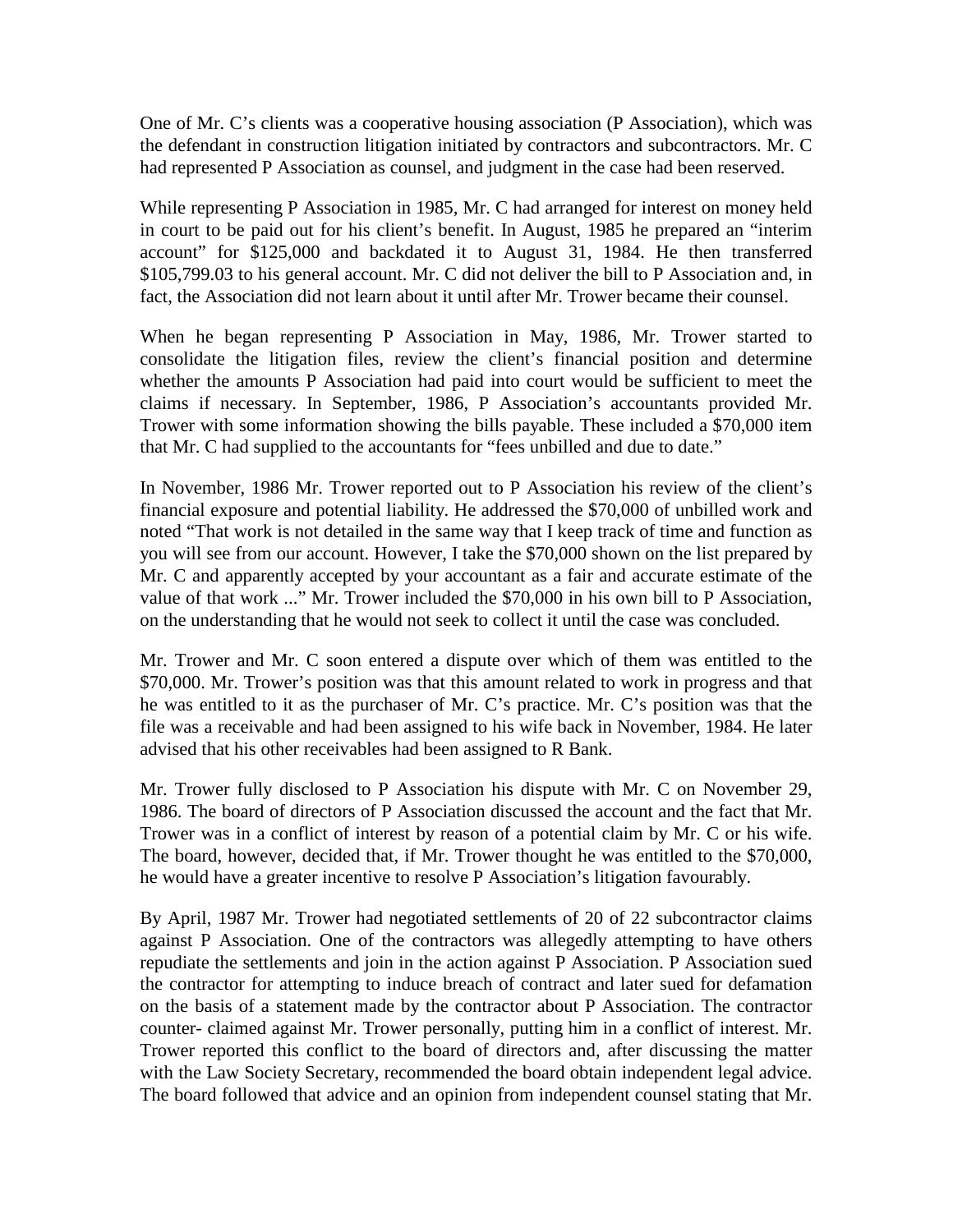One of Mr. C's clients was a cooperative housing association (P Association), which was the defendant in construction litigation initiated by contractors and subcontractors. Mr. C had represented P Association as counsel, and judgment in the case had been reserved.

While representing P Association in 1985, Mr. C had arranged for interest on money held in court to be paid out for his client's benefit. In August, 1985 he prepared an "interim account" for $125,000 and backdated it to August 31, 1984. He then transferred $105,799.03 to his general account. Mr. C did not deliver the bill to P Association and, in fact, the Association did not learn about it until after Mr. Trower became their counsel.

When he began representing P Association in May, 1986, Mr. Trower started to consolidate the litigation files, review the client's financial position and determine whether the amounts P Association had paid into court would be sufficient to meet the claims if necessary. In September, 1986, P Association's accountants provided Mr. Trower with some information showing the bills payable. These included a $70,000 item that Mr. C had supplied to the accountants for "fees unbilled and due to date."

In November, 1986 Mr. Trower reported out to P Association his review of the client's financial exposure and potential liability. He addressed the $70,000 of unbilled work and noted "That work is not detailed in the same way that I keep track of time and function as you will see from our account. However, I take the $70,000 shown on the list prepared by Mr. C and apparently accepted by your accountant as a fair and accurate estimate of the value of that work ..." Mr. Trower included the $70,000 in his own bill to P Association, on the understanding that he would not seek to collect it until the case was concluded.

Mr. Trower and Mr. C soon entered a dispute over which of them was entitled to the $70,000. Mr. Trower's position was that this amount related to work in progress and that he was entitled to it as the purchaser of Mr. C's practice. Mr. C's position was that the file was a receivable and had been assigned to his wife back in November, 1984. He later advised that his other receivables had been assigned to R Bank.

Mr. Trower fully disclosed to P Association his dispute with Mr. C on November 29, 1986. The board of directors of P Association discussed the account and the fact that Mr. Trower was in a conflict of interest by reason of a potential claim by Mr. C or his wife. The board, however, decided that, if Mr. Trower thought he was entitled to the $70,000, he would have a greater incentive to resolve P Association's litigation favourably.

By April, 1987 Mr. Trower had negotiated settlements of 20 of 22 subcontractor claims against P Association. One of the contractors was allegedly attempting to have others repudiate the settlements and join in the action against P Association. P Association sued the contractor for attempting to induce breach of contract and later sued for defamation on the basis of a statement made by the contractor about P Association. The contractor counter- claimed against Mr. Trower personally, putting him in a conflict of interest. Mr. Trower reported this conflict to the board of directors and, after discussing the matter with the Law Society Secretary, recommended the board obtain independent legal advice. The board followed that advice and an opinion from independent counsel stating that Mr.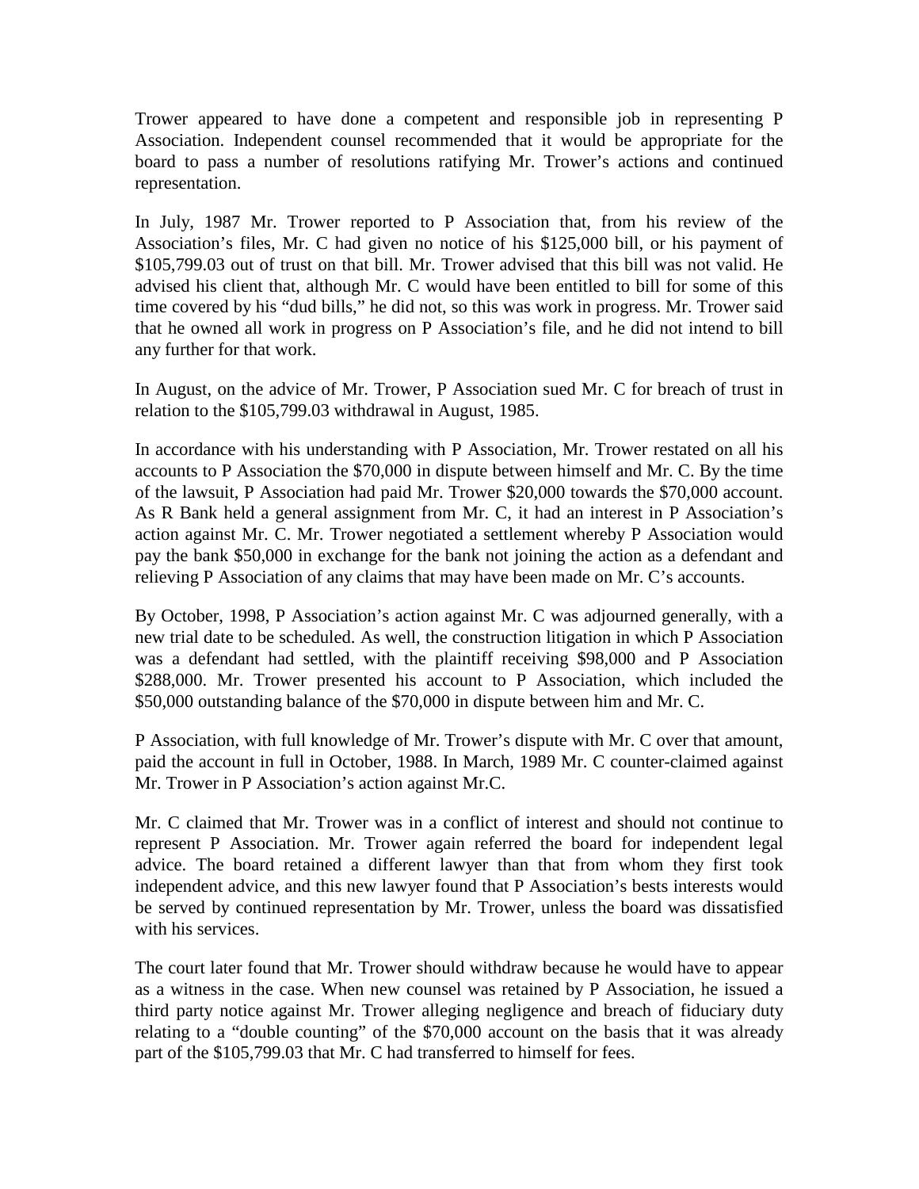Trower appeared to have done a competent and responsible job in representing P Association. Independent counsel recommended that it would be appropriate for the board to pass a number of resolutions ratifying Mr. Trower's actions and continued representation.

In July, 1987 Mr. Trower reported to P Association that, from his review of the Association's files, Mr. C had given no notice of his $125,000 bill, or his payment of $105,799.03 out of trust on that bill. Mr. Trower advised that this bill was not valid. He advised his client that, although Mr. C would have been entitled to bill for some of this time covered by his "dud bills," he did not, so this was work in progress. Mr. Trower said that he owned all work in progress on P Association's file, and he did not intend to bill any further for that work.

In August, on the advice of Mr. Trower, P Association sued Mr. C for breach of trust in relation to the $105,799.03 withdrawal in August, 1985.

In accordance with his understanding with P Association, Mr. Trower restated on all his accounts to P Association the $70,000 in dispute between himself and Mr. C. By the time of the lawsuit, P Association had paid Mr. Trower $20,000 towards the $70,000 account. As R Bank held a general assignment from Mr. C, it had an interest in P Association's action against Mr. C. Mr. Trower negotiated a settlement whereby P Association would pay the bank $50,000 in exchange for the bank not joining the action as a defendant and relieving P Association of any claims that may have been made on Mr. C's accounts.

By October, 1998, P Association's action against Mr. C was adjourned generally, with a new trial date to be scheduled. As well, the construction litigation in which P Association was a defendant had settled, with the plaintiff receiving $98,000 and P Association $288,000. Mr. Trower presented his account to P Association, which included the $50,000 outstanding balance of the $70,000 in dispute between him and Mr. C.

P Association, with full knowledge of Mr. Trower's dispute with Mr. C over that amount, paid the account in full in October, 1988. In March, 1989 Mr. C counter-claimed against Mr. Trower in P Association's action against Mr.C.

Mr. C claimed that Mr. Trower was in a conflict of interest and should not continue to represent P Association. Mr. Trower again referred the board for independent legal advice. The board retained a different lawyer than that from whom they first took independent advice, and this new lawyer found that P Association's bests interests would be served by continued representation by Mr. Trower, unless the board was dissatisfied with his services.

The court later found that Mr. Trower should withdraw because he would have to appear as a witness in the case. When new counsel was retained by P Association, he issued a third party notice against Mr. Trower alleging negligence and breach of fiduciary duty relating to a "double counting" of the $70,000 account on the basis that it was already part of the $105,799.03 that Mr. C had transferred to himself for fees.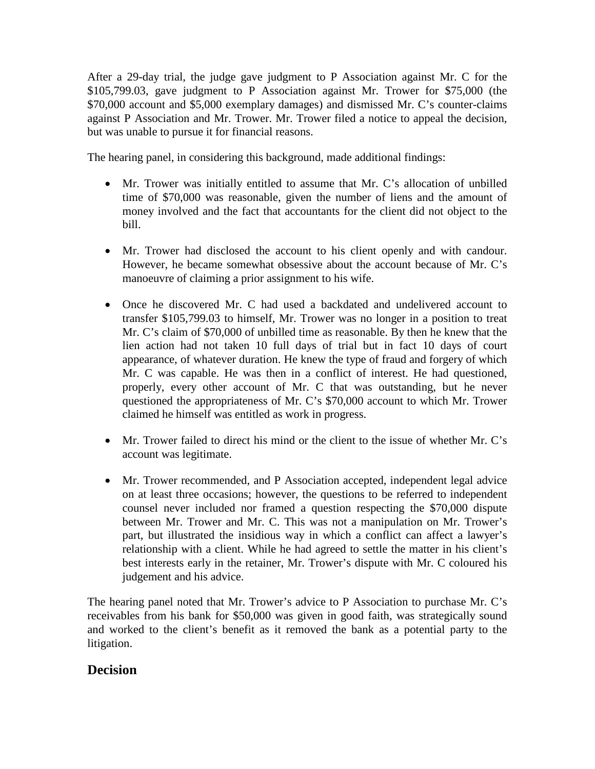After a 29-day trial, the judge gave judgment to P Association against Mr. C for the $105,799.03, gave judgment to P Association against Mr. Trower for $75,000 (the $70,000 account and $5,000 exemplary damages) and dismissed Mr. C's counter-claims against P Association and Mr. Trower. Mr. Trower filed a notice to appeal the decision, but was unable to pursue it for financial reasons.

The hearing panel, in considering this background, made additional findings:

- Mr. Trower was initially entitled to assume that Mr. C's allocation of unbilled time of $70,000 was reasonable, given the number of liens and the amount of money involved and the fact that accountants for the client did not object to the bill.

- Mr. Trower had disclosed the account to his client openly and with candour. However, he became somewhat obsessive about the account because of Mr. C's manoeuvre of claiming a prior assignment to his wife.

- Once he discovered Mr. C had used a backdated and undelivered account to transfer $105,799.03 to himself, Mr. Trower was no longer in a position to treat Mr. C's claim of $70,000 of unbilled time as reasonable. By then he knew that the lien action had not taken 10 full days of trial but in fact 10 days of court appearance, of whatever duration. He knew the type of fraud and forgery of which Mr. C was capable. He was then in a conflict of interest. He had questioned, properly, every other account of Mr. C that was outstanding, but he never questioned the appropriateness of Mr. C's $70,000 account to which Mr. Trower claimed he himself was entitled as work in progress.

- Mr. Trower failed to direct his mind or the client to the issue of whether Mr. C's account was legitimate.

- Mr. Trower recommended, and P Association accepted, independent legal advice on at least three occasions; however, the questions to be referred to independent counsel never included nor framed a question respecting the $70,000 dispute between Mr. Trower and Mr. C. This was not a manipulation on Mr. Trower's part, but illustrated the insidious way in which a conflict can affect a lawyer's relationship with a client. While he had agreed to settle the matter in his client's best interests early in the retainer, Mr. Trower's dispute with Mr. C coloured his judgement and his advice.

The hearing panel noted that Mr. Trower's advice to P Association to purchase Mr. C's receivables from his bank for $50,000 was given in good faith, was strategically sound and worked to the client's benefit as it removed the bank as a potential party to the litigation.

## Decision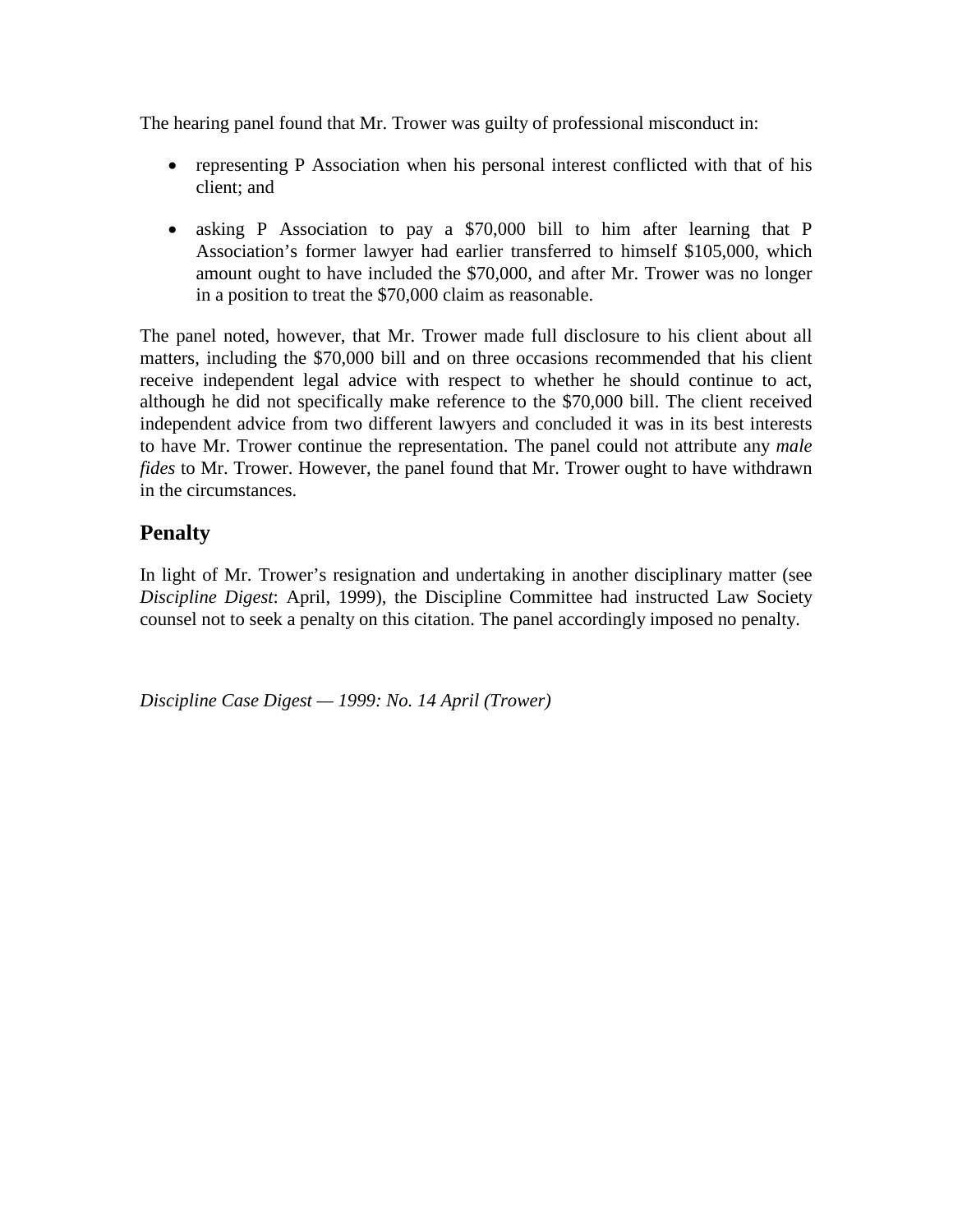The hearing panel found that Mr. Trower was guilty of professional misconduct in:

- representing P Association when his personal interest conflicted with that of his client; and
- asking P Association to pay a $70,000 bill to him after learning that P Association's former lawyer had earlier transferred to himself $105,000, which amount ought to have included the $70,000, and after Mr. Trower was no longer in a position to treat the $70,000 claim as reasonable.

The panel noted, however, that Mr. Trower made full disclosure to his client about all matters, including the $70,000 bill and on three occasions recommended that his client receive independent legal advice with respect to whether he should continue to act, although he did not specifically make reference to the $70,000 bill. The client received independent advice from two different lawyers and concluded it was in its best interests to have Mr. Trower continue the representation. The panel could not attribute any *male fides* to Mr. Trower. However, the panel found that Mr. Trower ought to have withdrawn in the circumstances.

## Penalty

In light of Mr. Trower's resignation and undertaking in another disciplinary matter (see *Discipline Digest*: April, 1999), the Discipline Committee had instructed Law Society counsel not to seek a penalty on this citation. The panel accordingly imposed no penalty.

*Discipline Case Digest — 1999: No. 14 April (Trower)*